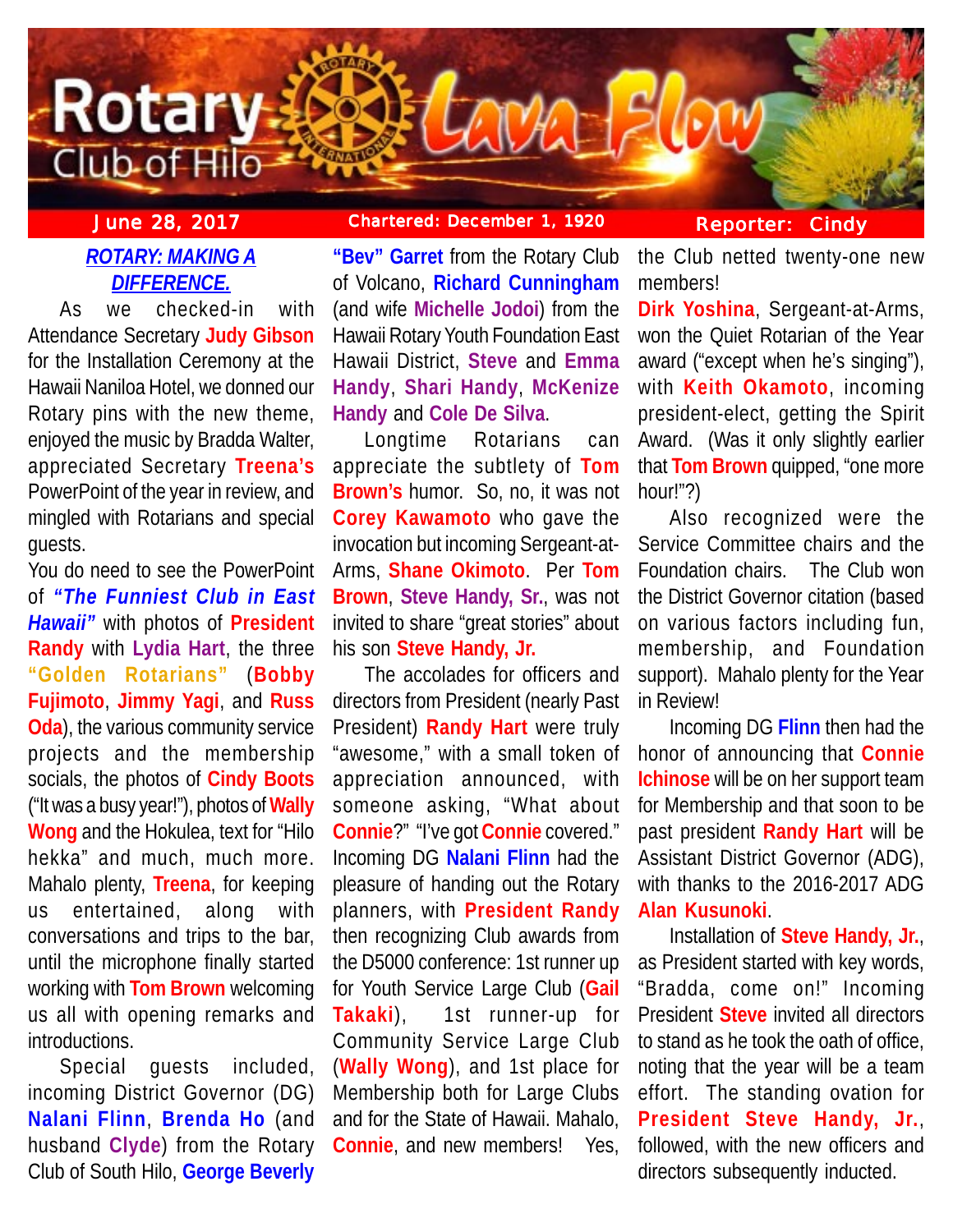# Rotary Club of Hilo Lava Flow

June 28, 2017 | Chartered: December 1, 1920 | Reporter: Cindy

## ROTARY: MAKING A DIFFERENCE.

As we checked-in with Attendance Secretary **Judy Gibson** for the Installation Ceremony at the Hawaii Naniloa Hotel, we donned our Rotary pins with the new theme, enjoyed the music by Bradda Walter, appreciated Secretary **Treena's** PowerPoint of the year in review, and mingled with Rotarians and special guests.

You do need to see the PowerPoint of ***"The Funniest Club in East Hawaii"*** with photos of **President Randy** with **Lydia Hart**, the three **"Golden Rotarians"** (**Bobby Fujimoto**, **Jimmy Yagi**, and **Russ Oda**), the various community service projects and the membership socials, the photos of **Cindy Boots** ("It was a busy year!"), photos of **Wally Wong** and the Hokulea, text for "Hilo hekka" and much, much more. Mahalo plenty, **Treena**, for keeping us entertained, along with conversations and trips to the bar, until the microphone finally started working with **Tom Brown** welcoming us all with opening remarks and introductions.

Special guests included, incoming District Governor (DG) **Nalani Flinn**, **Brenda Ho** (and husband **Clyde**) from the Rotary Club of South Hilo, **George Beverly "Bev" Garret** from the Rotary Club of Volcano, **Richard Cunningham** (and wife **Michelle Jodoi**) from the Hawaii Rotary Youth Foundation East Hawaii District, **Steve** and **Emma Handy**, **Shari Handy**, **McKenize Handy** and **Cole De Silva**.

Longtime Rotarians can appreciate the subtlety of **Tom Brown's** humor. So, no, it was not **Corey Kawamoto** who gave the invocation but incoming Sergeant-at-Arms, **Shane Okimoto**. Per **Tom Brown**, **Steve Handy, Sr.**, was not invited to share "great stories" about his son **Steve Handy, Jr.**

The accolades for officers and directors from President (nearly Past President) **Randy Hart** were truly "awesome," with a small token of appreciation announced, with someone asking, "What about **Connie**?" "I've got **Connie** covered." Incoming DG **Nalani Flinn** had the pleasure of handing out the Rotary planners, with **President Randy** then recognizing Club awards from the D5000 conference: 1st runner up for Youth Service Large Club (**Gail Takaki**), 1st runner-up for Community Service Large Club (**Wally Wong**), and 1st place for Membership both for Large Clubs and for the State of Hawaii. Mahalo, **Connie**, and new members! Yes, the Club netted twenty-one new members!

**Dirk Yoshina**, Sergeant-at-Arms, won the Quiet Rotarian of the Year award ("except when he's singing"), with **Keith Okamoto**, incoming president-elect, getting the Spirit Award. (Was it only slightly earlier that **Tom Brown** quipped, "one more hour!"?)

Also recognized were the Service Committee chairs and the Foundation chairs. The Club won the District Governor citation (based on various factors including fun, membership, and Foundation support). Mahalo plenty for the Year in Review!

Incoming DG **Flinn** then had the honor of announcing that **Connie Ichinose** will be on her support team for Membership and that soon to be past president **Randy Hart** will be Assistant District Governor (ADG), with thanks to the 2016-2017 ADG **Alan Kusunoki**.

Installation of **Steve Handy, Jr.**, as President started with key words, "Bradda, come on!" Incoming President **Steve** invited all directors to stand as he took the oath of office, noting that the year will be a team effort. The standing ovation for **President Steve Handy, Jr.**, followed, with the new officers and directors subsequently inducted.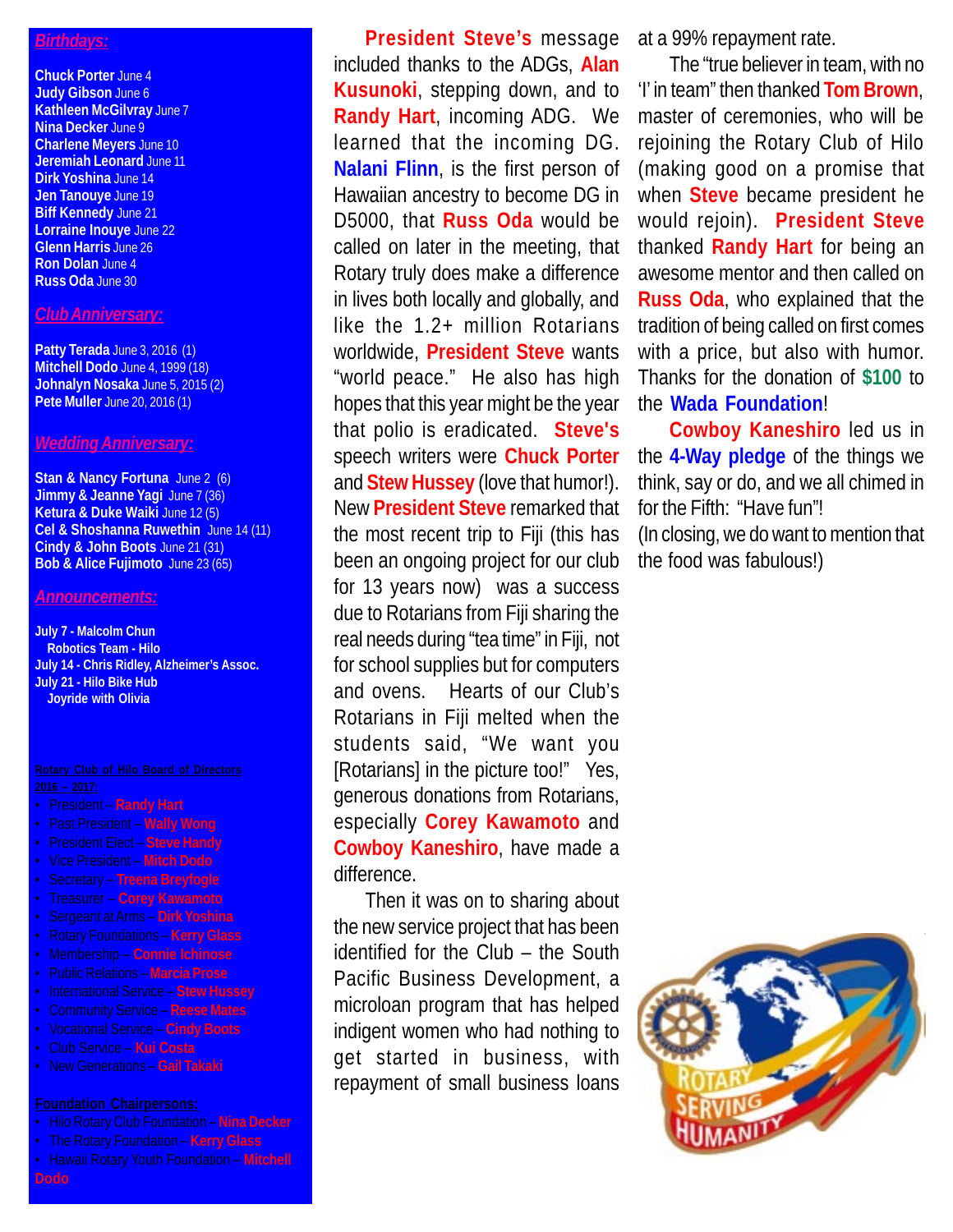## *Birthdays:*

**Chuck Porter** June 4
**Judy Gibson** June 6
**Kathleen McGilvray** June 7
**Nina Decker** June 9
**Charlene Meyers** June 10
**Jeremiah Leonard** June 11
**Dirk Yoshina** June 14
**Jen Tanouye** June 19
**Biff Kennedy** June 21
**Lorraine Inouye** June 22
**Glenn Harris** June 26
**Ron Dolan** June 4
**Russ Oda** June 30

## *Club Anniversary:*

**Patty Terada** June 3, 2016 (1)
**Mitchell Dodo** June 4, 1999 (18)
**Johnalyn Nosaka** June 5, 2015 (2)
**Pete Muller** June 20, 2016 (1)

## *Wedding Anniversary:*

**Stan & Nancy Fortuna** June 2 (6)
**Jimmy & Jeanne Yagi** June 7 (36)
**Ketura & Duke Waiki** June 12 (5)
**Cel & Shoshanna Ruwethin** June 14 (11)
**Cindy & John Boots** June 21 (31)
**Bob & Alice Fujimoto** June 23 (65)

## *Announcements:*

**July 7 - Malcolm Chun**
**Robotics Team - Hilo**
**July 14 - Chris Ridley, Alzheimer's Assoc.**
**July 21 - Hilo Bike Hub**
**Joyride with Olivia**

**Rotary Club of Hilo Board of Directors 2016 – 2017:**

- President – **Randy Hart**
- Past President – **Wally Wong**
- President Elect – **Steve Handy**
- Vice President – **Mitch Dodo**
- Secretary – **Treena Breyfogle**
- Treasurer – **Corey Kawamoto**
- Sergeant at Arms – **Dirk Yoshina**
- Rotary Foundations – **Kerry Glass**
- Membership – **Connie Ichinose**
- Public Relations – **Marcia Prose**
- International Service – **Stew Hussey**
- Community Service – **Reese Mates**
- Vocational Service – **Cindy Boots**
- Club Service – **Kui Costa**
- New Generations – **Gail Takaki**

**Foundation Chairpersons:**

- Hilo Rotary Club Foundation – **Nina Decker**
- The Rotary Foundation – **Kerry Glass**
- Hawaii Rotary Youth Foundation – **Mitchell Dodo**

**President Steve's** message included thanks to the ADGs, **Alan Kusunoki**, stepping down, and to **Randy Hart**, incoming ADG. We learned that the incoming DG. **Nalani Flinn**, is the first person of Hawaiian ancestry to become DG in D5000, that **Russ Oda** would be called on later in the meeting, that Rotary truly does make a difference in lives both locally and globally, and like the 1.2+ million Rotarians worldwide, **President Steve** wants "world peace." He also has high hopes that this year might be the year that polio is eradicated. **Steve's** speech writers were **Chuck Porter** and **Stew Hussey** (love that humor!). New **President Steve** remarked that the most recent trip to Fiji (this has been an ongoing project for our club for 13 years now) was a success due to Rotarians from Fiji sharing the real needs during "tea time" in Fiji, not for school supplies but for computers and ovens. Hearts of our Club's Rotarians in Fiji melted when the students said, "We want you [Rotarians] in the picture too!" Yes, generous donations from Rotarians, especially **Corey Kawamoto** and **Cowboy Kaneshiro**, have made a difference.

Then it was on to sharing about the new service project that has been identified for the Club – the South Pacific Business Development, a microloan program that has helped indigent women who had nothing to get started in business, with repayment of small business loans at a 99% repayment rate.

The "true believer in team, with no 'I' in team" then thanked **Tom Brown**, master of ceremonies, who will be rejoining the Rotary Club of Hilo (making good on a promise that when **Steve** became president he would rejoin). **President Steve** thanked **Randy Hart** for being an awesome mentor and then called on **Russ Oda**, who explained that the tradition of being called on first comes with a price, but also with humor. Thanks for the donation of **$100** to the **Wada Foundation**!

**Cowboy Kaneshiro** led us in the **4-Way pledge** of the things we think, say or do, and we all chimed in for the Fifth: "Have fun"!

(In closing, we do want to mention that the food was fabulous!)

ROTARY SERVING HUMANITY